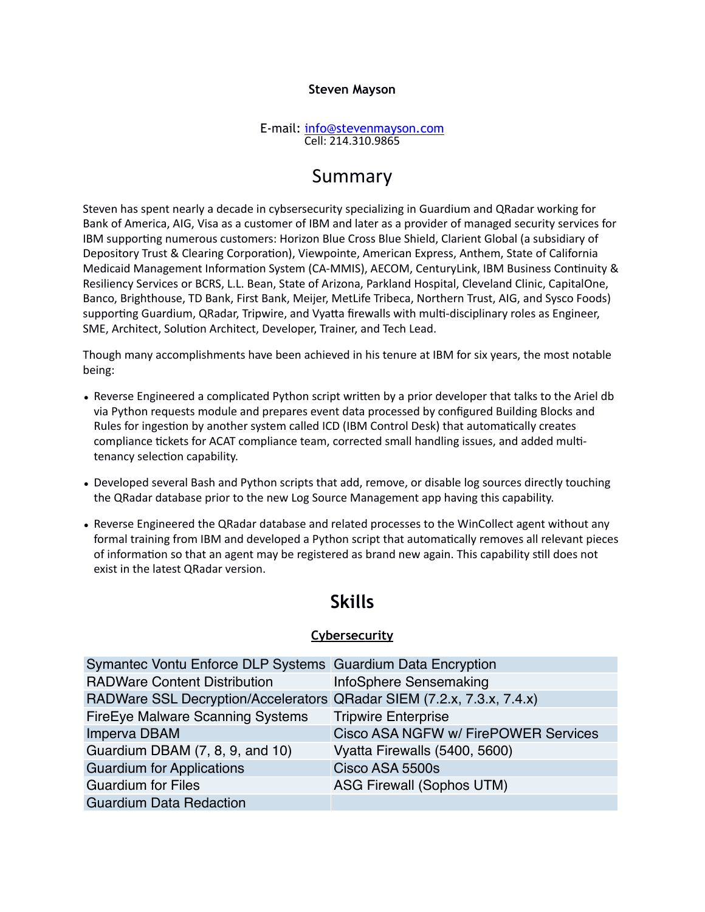**Steven Mayson**

E-mail: info@stevenmayson.com
Cell: 214.310.9865

# Summary

Steven has spent nearly a decade in cybersecurity specializing in Guardium and QRadar working for Bank of America, AIG, Visa as a customer of IBM and later as a provider of managed security services for IBM supporting numerous customers: Horizon Blue Cross Blue Shield, Clarient Global (a subsidiary of Depository Trust & Clearing Corporation), Viewpointe, American Express, Anthem, State of California Medicaid Management Information System (CA-MMIS), AECOM, CenturyLink, IBM Business Continuity & Resiliency Services or BCRS, L.L. Bean, State of Arizona, Parkland Hospital, Cleveland Clinic, CapitalOne, Banco, Brighthouse, TD Bank, First Bank, Meijer, MetLife Tribeca, Northern Trust, AIG, and Sysco Foods) supporting Guardium, QRadar, Tripwire, and Vyatta firewalls with multi-disciplinary roles as Engineer, SME, Architect, Solution Architect, Developer, Trainer, and Tech Lead.

Though many accomplishments have been achieved in his tenure at IBM for six years, the most notable being:

- Reverse Engineered a complicated Python script written by a prior developer that talks to the Ariel db via Python requests module and prepares event data processed by configured Building Blocks and Rules for ingestion by another system called ICD (IBM Control Desk) that automatically creates compliance tickets for ACAT compliance team, corrected small handling issues, and added multi-tenancy selection capability.

- Developed several Bash and Python scripts that add, remove, or disable log sources directly touching the QRadar database prior to the new Log Source Management app having this capability.

- Reverse Engineered the QRadar database and related processes to the WinCollect agent without any formal training from IBM and developed a Python script that automatically removes all relevant pieces of information so that an agent may be registered as brand new again. This capability still does not exist in the latest QRadar version.

# Skills

## Cybersecurity

| | |
|---|---|
| Symantec Vontu Enforce DLP Systems | Guardium Data Encryption |
| RADWare Content Distribution | InfoSphere Sensemaking |
| RADWare SSL Decryption/Accelerators | QRadar SIEM (7.2.x, 7.3.x, 7.4.x) |
| FireEye Malware Scanning Systems | Tripwire Enterprise |
| Imperva DBAM | Cisco ASA NGFW w/ FirePOWER Services |
| Guardium DBAM (7, 8, 9, and 10) | Vyatta Firewalls (5400, 5600) |
| Guardium for Applications | Cisco ASA 5500s |
| Guardium for Files | ASG Firewall (Sophos UTM) |
| Guardium Data Redaction | |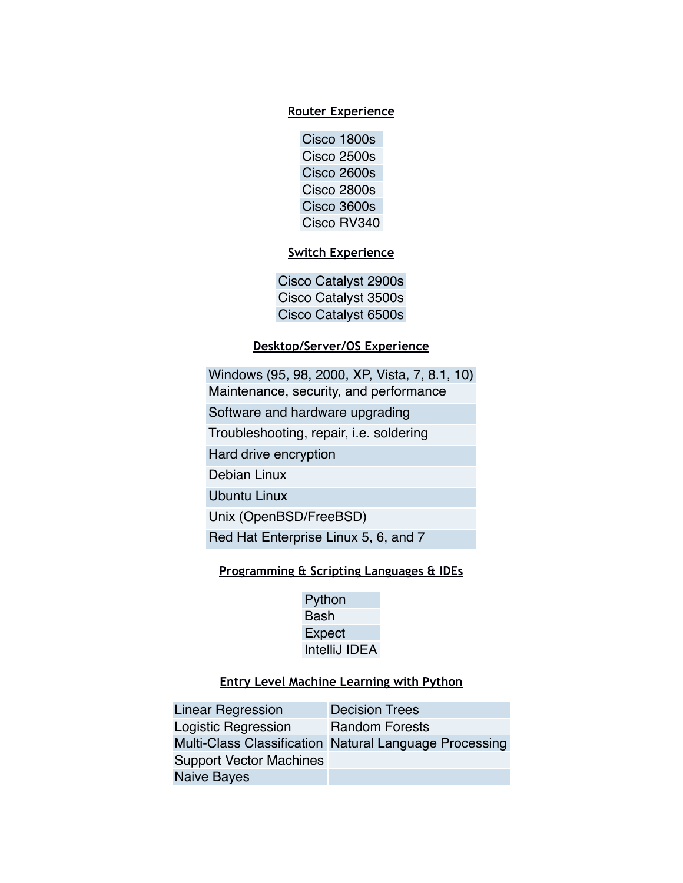## Router Experience

| Cisco 1800s |
|---|
| Cisco 2500s |
| Cisco 2600s |
| Cisco 2800s |
| Cisco 3600s |
| Cisco RV340 |

## Switch Experience

| Cisco Catalyst 2900s |
|---|
| Cisco Catalyst 3500s |
| Cisco Catalyst 6500s |

## Desktop/Server/OS Experience

| Windows (95, 98, 2000, XP, Vista, 7, 8.1, 10) |
|---|
| Maintenance, security, and performance |
| Software and hardware upgrading |
| Troubleshooting, repair, i.e. soldering |
| Hard drive encryption |
| Debian Linux |
| Ubuntu Linux |
| Unix (OpenBSD/FreeBSD) |
| Red Hat Enterprise Linux 5, 6, and 7 |

## Programming & Scripting Languages & IDEs

| Python |
|---|
| Bash |
| Expect |
| IntelliJ IDEA |

## Entry Level Machine Learning with Python

| Linear Regression | Decision Trees |
|---|---|
| Logistic Regression | Random Forests |
| Multi-Class Classification | Natural Language Processing |
| Support Vector Machines | |
| Naive Bayes | |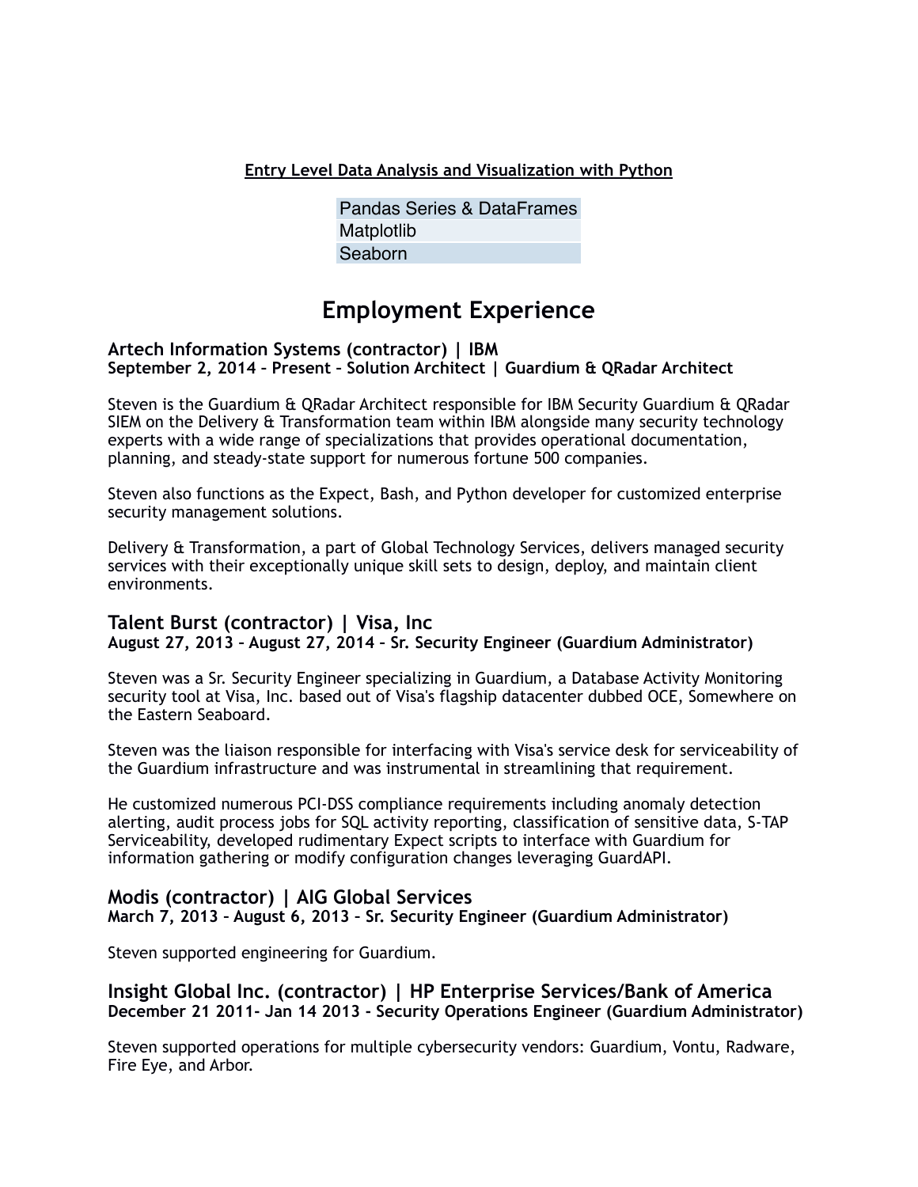**Entry Level Data Analysis and Visualization with Python**

| |
|---|
| Pandas Series & DataFrames |
| Matplotlib |
| Seaborn |

# Employment Experience

### Artech Information Systems (contractor) | IBM
**September 2, 2014 – Present – Solution Architect | Guardium & QRadar Architect**

Steven is the Guardium & QRadar Architect responsible for IBM Security Guardium & QRadar SIEM on the Delivery & Transformation team within IBM alongside many security technology experts with a wide range of specializations that provides operational documentation, planning, and steady-state support for numerous fortune 500 companies.

Steven also functions as the Expect, Bash, and Python developer for customized enterprise security management solutions.

Delivery & Transformation, a part of Global Technology Services, delivers managed security services with their exceptionally unique skill sets to design, deploy, and maintain client environments.

## Talent Burst (contractor) | Visa, Inc
**August 27, 2013 – August 27, 2014 – Sr. Security Engineer (Guardium Administrator)**

Steven was a Sr. Security Engineer specializing in Guardium, a Database Activity Monitoring security tool at Visa, Inc. based out of Visa's flagship datacenter dubbed OCE, Somewhere on the Eastern Seaboard.

Steven was the liaison responsible for interfacing with Visa's service desk for serviceability of the Guardium infrastructure and was instrumental in streamlining that requirement.

He customized numerous PCI-DSS compliance requirements including anomaly detection alerting, audit process jobs for SQL activity reporting, classification of sensitive data, S-TAP Serviceability, developed rudimentary Expect scripts to interface with Guardium for information gathering or modify configuration changes leveraging GuardAPI.

## Modis (contractor) | AIG Global Services
**March 7, 2013 – August 6, 2013 – Sr. Security Engineer (Guardium Administrator)**

Steven supported engineering for Guardium.

## Insight Global Inc. (contractor) | HP Enterprise Services/Bank of America
**December 21 2011- Jan 14 2013 - Security Operations Engineer (Guardium Administrator)**

Steven supported operations for multiple cybersecurity vendors: Guardium, Vontu, Radware, Fire Eye, and Arbor.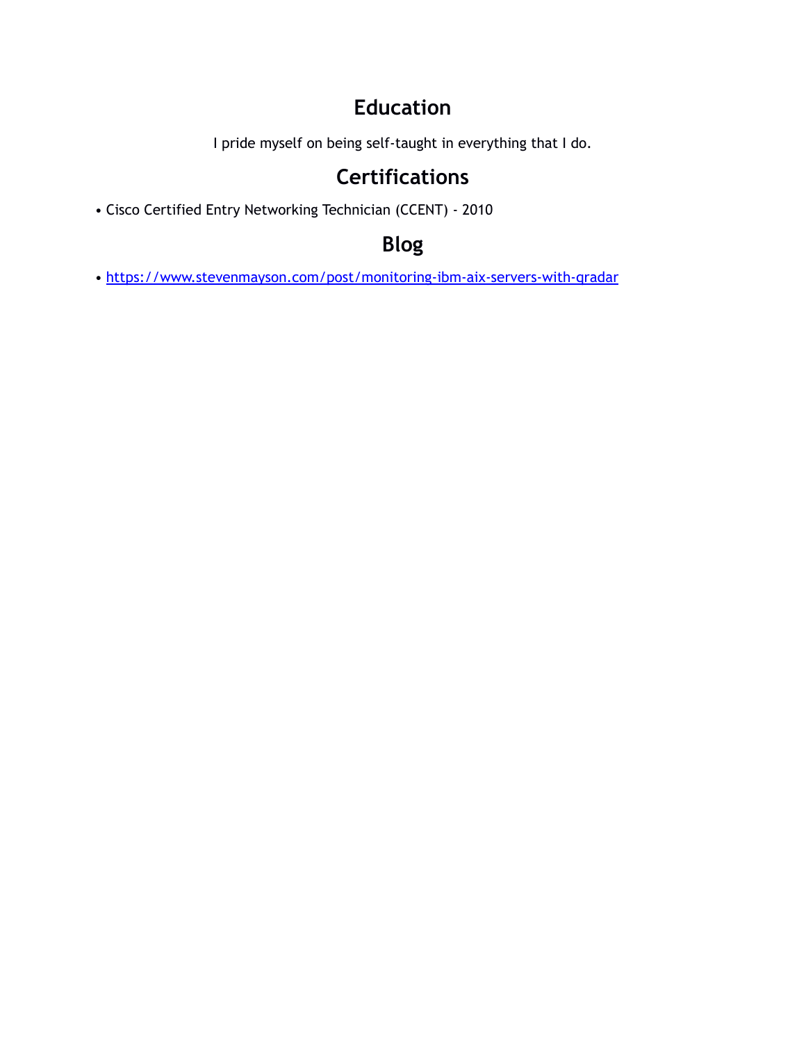## Education

I pride myself on being self-taught in everything that I do.

## Certifications

- Cisco Certified Entry Networking Technician (CCENT) - 2010

## Blog

- [https://www.stevenmayson.com/post/monitoring-ibm-aix-servers-with-qradar](https://www.stevenmayson.com/post/monitoring-ibm-aix-servers-with-qradar)